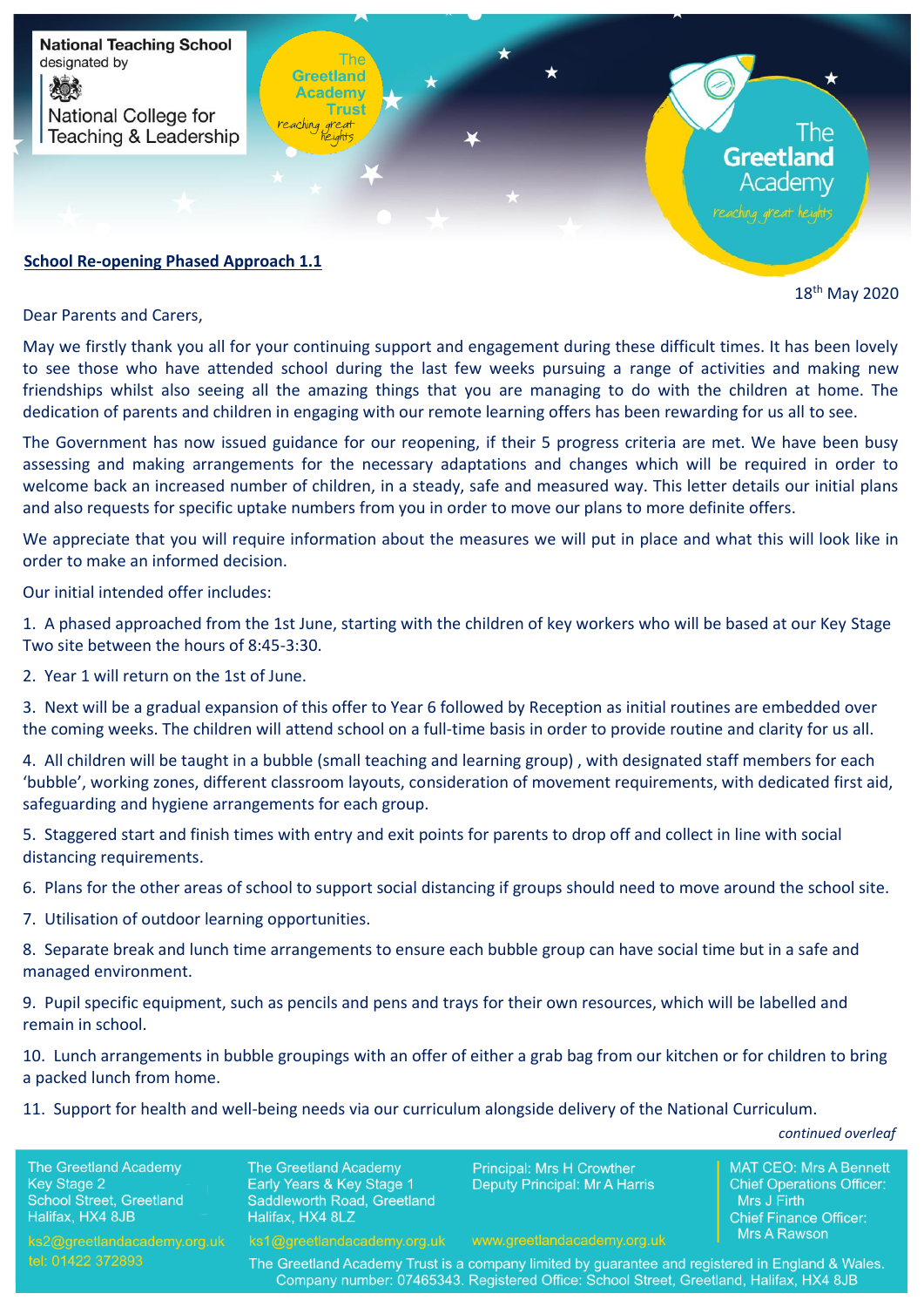National Teaching School designated by National College for Teaching & Leadership

The Greetland Academy Trust — reaching great heights

The Greetland Academy — reaching great heights

**School Re-opening Phased Approach 1.1**

18th May 2020

Dear Parents and Carers,

May we firstly thank you all for your continuing support and engagement during these difficult times. It has been lovely to see those who have attended school during the last few weeks pursuing a range of activities and making new friendships whilst also seeing all the amazing things that you are managing to do with the children at home. The dedication of parents and children in engaging with our remote learning offers has been rewarding for us all to see.

The Government has now issued guidance for our reopening, if their 5 progress criteria are met. We have been busy assessing and making arrangements for the necessary adaptations and changes which will be required in order to welcome back an increased number of children, in a steady, safe and measured way. This letter details our initial plans and also requests for specific uptake numbers from you in order to move our plans to more definite offers.

We appreciate that you will require information about the measures we will put in place and what this will look like in order to make an informed decision.

Our initial intended offer includes:

1. A phased approached from the 1st June, starting with the children of key workers who will be based at our Key Stage Two site between the hours of 8:45-3:30.
2. Year 1 will return on the 1st of June.
3. Next will be a gradual expansion of this offer to Year 6 followed by Reception as initial routines are embedded over the coming weeks. The children will attend school on a full-time basis in order to provide routine and clarity for us all.
4. All children will be taught in a bubble (small teaching and learning group) , with designated staff members for each 'bubble', working zones, different classroom layouts, consideration of movement requirements, with dedicated first aid, safeguarding and hygiene arrangements for each group.
5. Staggered start and finish times with entry and exit points for parents to drop off and collect in line with social distancing requirements.
6. Plans for the other areas of school to support social distancing if groups should need to move around the school site.
7. Utilisation of outdoor learning opportunities.
8. Separate break and lunch time arrangements to ensure each bubble group can have social time but in a safe and managed environment.
9. Pupil specific equipment, such as pencils and pens and trays for their own resources, which will be labelled and remain in school.
10. Lunch arrangements in bubble groupings with an offer of either a grab bag from our kitchen or for children to bring a packed lunch from home.
11. Support for health and well-being needs via our curriculum alongside delivery of the National Curriculum.

*continued overleaf*

The Greetland Academy
Key Stage 2
School Street, Greetland
Halifax, HX4 8JB
ks2@greetlandacademy.org.uk
tel: 01422 372893

The Greetland Academy
Early Years & Key Stage 1
Saddleworth Road, Greetland
Halifax, HX4 8LZ
ks1@greetlandacademy.org.uk

Principal: Mrs H Crowther
Deputy Principal: Mr A Harris
www.greetlandacademy.org.uk

MAT CEO: Mrs A Bennett
Chief Operations Officer: Mrs J Firth
Chief Finance Officer: Mrs A Rawson

The Greetland Academy Trust is a company limited by guarantee and registered in England & Wales. Company number: 07465343. Registered Office: School Street, Greetland, Halifax, HX4 8JB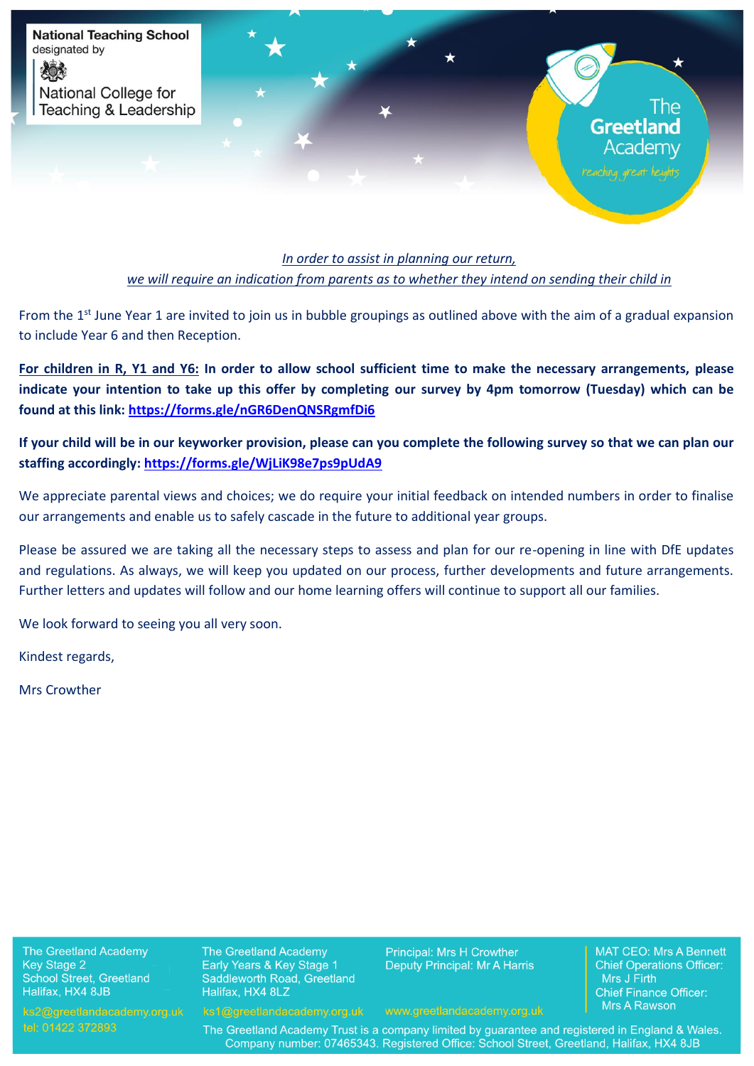*In order to assist in planning our return,*
*we will require an indication from parents as to whether they intend on sending their child in*

From the 1st June Year 1 are invited to join us in bubble groupings as outlined above with the aim of a gradual expansion to include Year 6 and then Reception.

**For children in R, Y1 and Y6: In order to allow school sufficient time to make the necessary arrangements, please indicate your intention to take up this offer by completing our survey by 4pm tomorrow (Tuesday) which can be found at this link: https://forms.gle/nGR6DenQNSRgmfDi6**

**If your child will be in our keyworker provision, please can you complete the following survey so that we can plan our staffing accordingly: https://forms.gle/WjLiK98e7ps9pUdA9**

We appreciate parental views and choices; we do require your initial feedback on intended numbers in order to finalise our arrangements and enable us to safely cascade in the future to additional year groups.

Please be assured we are taking all the necessary steps to assess and plan for our re-opening in line with DfE updates and regulations. As always, we will keep you updated on our process, further developments and future arrangements. Further letters and updates will follow and our home learning offers will continue to support all our families.

We look forward to seeing you all very soon.

Kindest regards,

Mrs Crowther